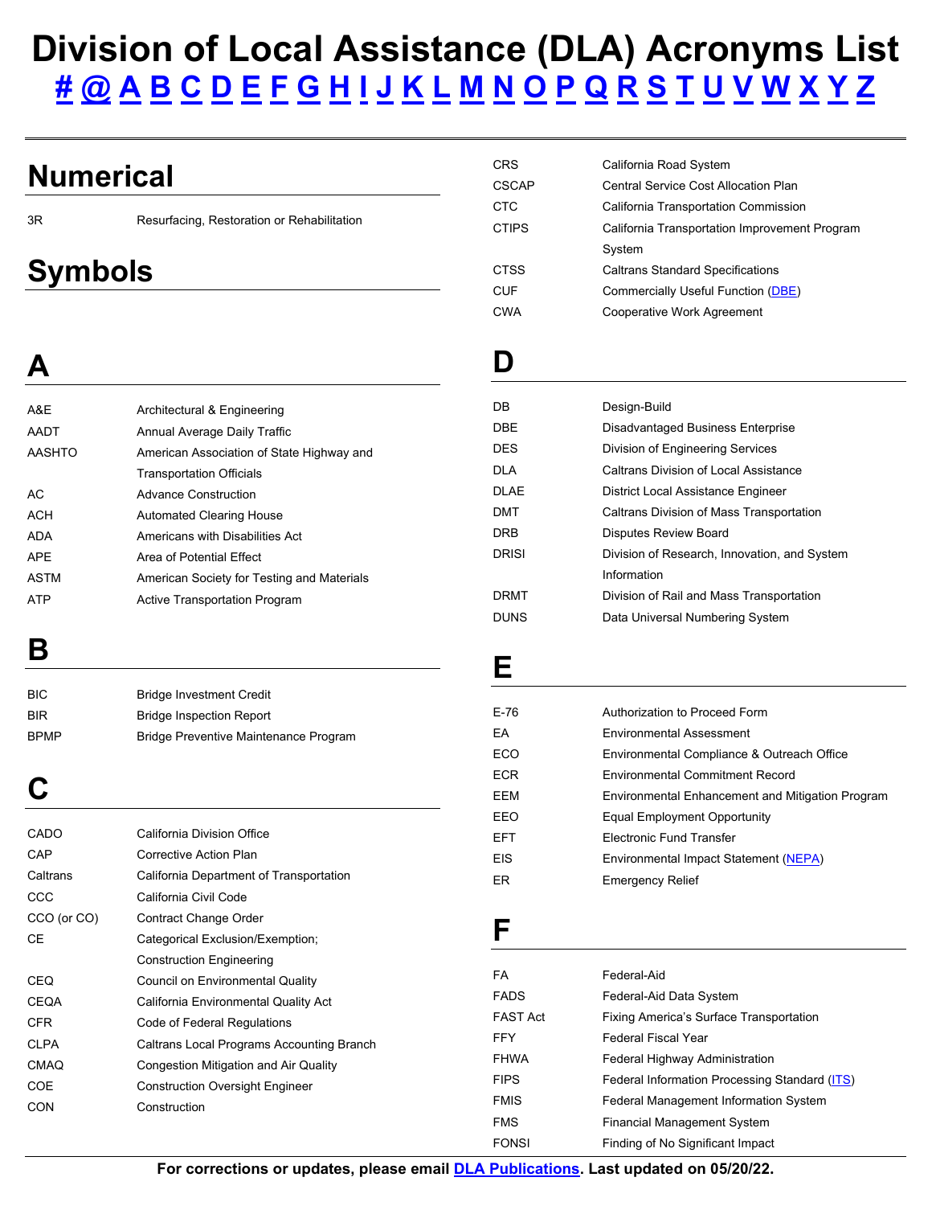# Division of Local Assistance (DLA) Acronyms List

# @ A B C D E F G H I J K L M N O P Q R S T U V W X Y Z

## Numerical

| | |
|---|---|
| 3R | Resurfacing, Restoration or Rehabilitation |

## Symbols

## A

| | |
|---|---|
| A&E | Architectural & Engineering |
| AADT | Annual Average Daily Traffic |
| AASHTO | American Association of State Highway and Transportation Officials |
| AC | Advance Construction |
| ACH | Automated Clearing House |
| ADA | Americans with Disabilities Act |
| APE | Area of Potential Effect |
| ASTM | American Society for Testing and Materials |
| ATP | Active Transportation Program |

## B

| | |
|---|---|
| BIC | Bridge Investment Credit |
| BIR | Bridge Inspection Report |
| BPMP | Bridge Preventive Maintenance Program |

## C

| | |
|---|---|
| CADO | California Division Office |
| CAP | Corrective Action Plan |
| Caltrans | California Department of Transportation |
| CCC | California Civil Code |
| CCO (or CO) | Contract Change Order |
| CE | Categorical Exclusion/Exemption; Construction Engineering |
| CEQ | Council on Environmental Quality |
| CEQA | California Environmental Quality Act |
| CFR | Code of Federal Regulations |
| CLPA | Caltrans Local Programs Accounting Branch |
| CMAQ | Congestion Mitigation and Air Quality |
| COE | Construction Oversight Engineer |
| CON | Construction |
| CRS | California Road System |
| CSCAP | Central Service Cost Allocation Plan |
| CTC | California Transportation Commission |
| CTIPS | California Transportation Improvement Program System |
| CTSS | Caltrans Standard Specifications |
| CUF | Commercially Useful Function (DBE) |
| CWA | Cooperative Work Agreement |

## D

| | |
|---|---|
| DB | Design-Build |
| DBE | Disadvantaged Business Enterprise |
| DES | Division of Engineering Services |
| DLA | Caltrans Division of Local Assistance |
| DLAE | District Local Assistance Engineer |
| DMT | Caltrans Division of Mass Transportation |
| DRB | Disputes Review Board |
| DRISI | Division of Research, Innovation, and System Information |
| DRMT | Division of Rail and Mass Transportation |
| DUNS | Data Universal Numbering System |

## E

| | |
|---|---|
| E-76 | Authorization to Proceed Form |
| EA | Environmental Assessment |
| ECO | Environmental Compliance & Outreach Office |
| ECR | Environmental Commitment Record |
| EEM | Environmental Enhancement and Mitigation Program |
| EEO | Equal Employment Opportunity |
| EFT | Electronic Fund Transfer |
| EIS | Environmental Impact Statement (NEPA) |
| ER | Emergency Relief |

## F

| | |
|---|---|
| FA | Federal-Aid |
| FADS | Federal-Aid Data System |
| FAST Act | Fixing America's Surface Transportation |
| FFY | Federal Fiscal Year |
| FHWA | Federal Highway Administration |
| FIPS | Federal Information Processing Standard (ITS) |
| FMIS | Federal Management Information System |
| FMS | Financial Management System |
| FONSI | Finding of No Significant Impact |

**For corrections or updates, please email DLA Publications. Last updated on 05/20/22.**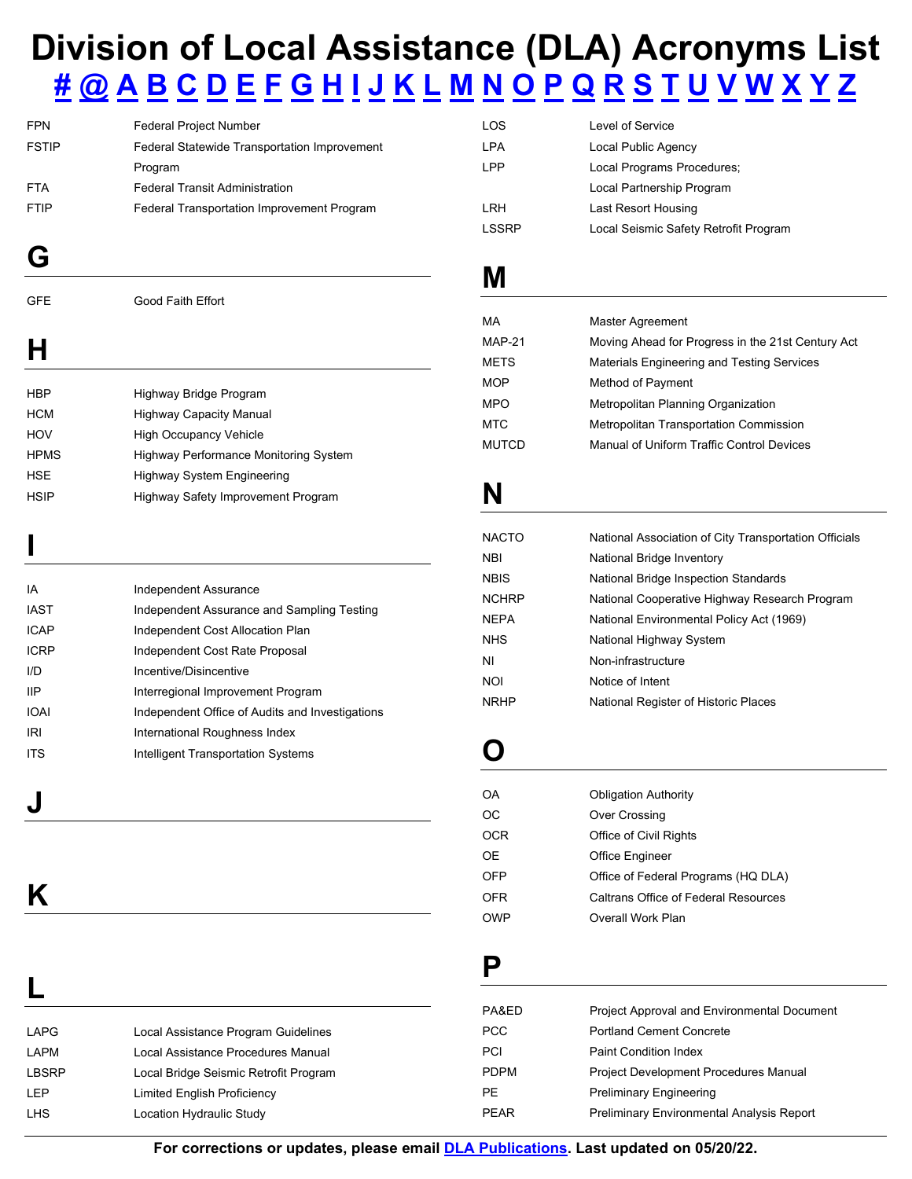# Division of Local Assistance (DLA) Acronyms List

# @ A B C D E F G H I J K L M N O P Q R S T U V W X Y Z

| | |
|---|---|
| FPN | Federal Project Number |
| FSTIP | Federal Statewide Transportation Improvement Program |
| FTA | Federal Transit Administration |
| FTIP | Federal Transportation Improvement Program |

## G

| | |
|---|---|
| GFE | Good Faith Effort |

## H

| | |
|---|---|
| HBP | Highway Bridge Program |
| HCM | Highway Capacity Manual |
| HOV | High Occupancy Vehicle |
| HPMS | Highway Performance Monitoring System |
| HSE | Highway System Engineering |
| HSIP | Highway Safety Improvement Program |

## I

| | |
|---|---|
| IA | Independent Assurance |
| IAST | Independent Assurance and Sampling Testing |
| ICAP | Independent Cost Allocation Plan |
| ICRP | Independent Cost Rate Proposal |
| I/D | Incentive/Disincentive |
| IIP | Interregional Improvement Program |
| IOAI | Independent Office of Audits and Investigations |
| IRI | International Roughness Index |
| ITS | Intelligent Transportation Systems |

## J

## K

## L

| | |
|---|---|
| LAPG | Local Assistance Program Guidelines |
| LAPM | Local Assistance Procedures Manual |
| LBSRP | Local Bridge Seismic Retrofit Program |
| LEP | Limited English Proficiency |
| LHS | Location Hydraulic Study |
| LOS | Level of Service |
| LPA | Local Public Agency |
| LPP | Local Programs Procedures; Local Partnership Program |
| LRH | Last Resort Housing |
| LSSRP | Local Seismic Safety Retrofit Program |

## M

| | |
|---|---|
| MA | Master Agreement |
| MAP-21 | Moving Ahead for Progress in the 21st Century Act |
| METS | Materials Engineering and Testing Services |
| MOP | Method of Payment |
| MPO | Metropolitan Planning Organization |
| MTC | Metropolitan Transportation Commission |
| MUTCD | Manual of Uniform Traffic Control Devices |

## N

| | |
|---|---|
| NACTO | National Association of City Transportation Officials |
| NBI | National Bridge Inventory |
| NBIS | National Bridge Inspection Standards |
| NCHRP | National Cooperative Highway Research Program |
| NEPA | National Environmental Policy Act (1969) |
| NHS | National Highway System |
| NI | Non-infrastructure |
| NOI | Notice of Intent |
| NRHP | National Register of Historic Places |

## O

| | |
|---|---|
| OA | Obligation Authority |
| OC | Over Crossing |
| OCR | Office of Civil Rights |
| OE | Office Engineer |
| OFP | Office of Federal Programs (HQ DLA) |
| OFR | Caltrans Office of Federal Resources |
| OWP | Overall Work Plan |

## P

| | |
|---|---|
| PA&ED | Project Approval and Environmental Document |
| PCC | Portland Cement Concrete |
| PCI | Paint Condition Index |
| PDPM | Project Development Procedures Manual |
| PE | Preliminary Engineering |
| PEAR | Preliminary Environmental Analysis Report |

**For corrections or updates, please email DLA Publications. Last updated on 05/20/22.**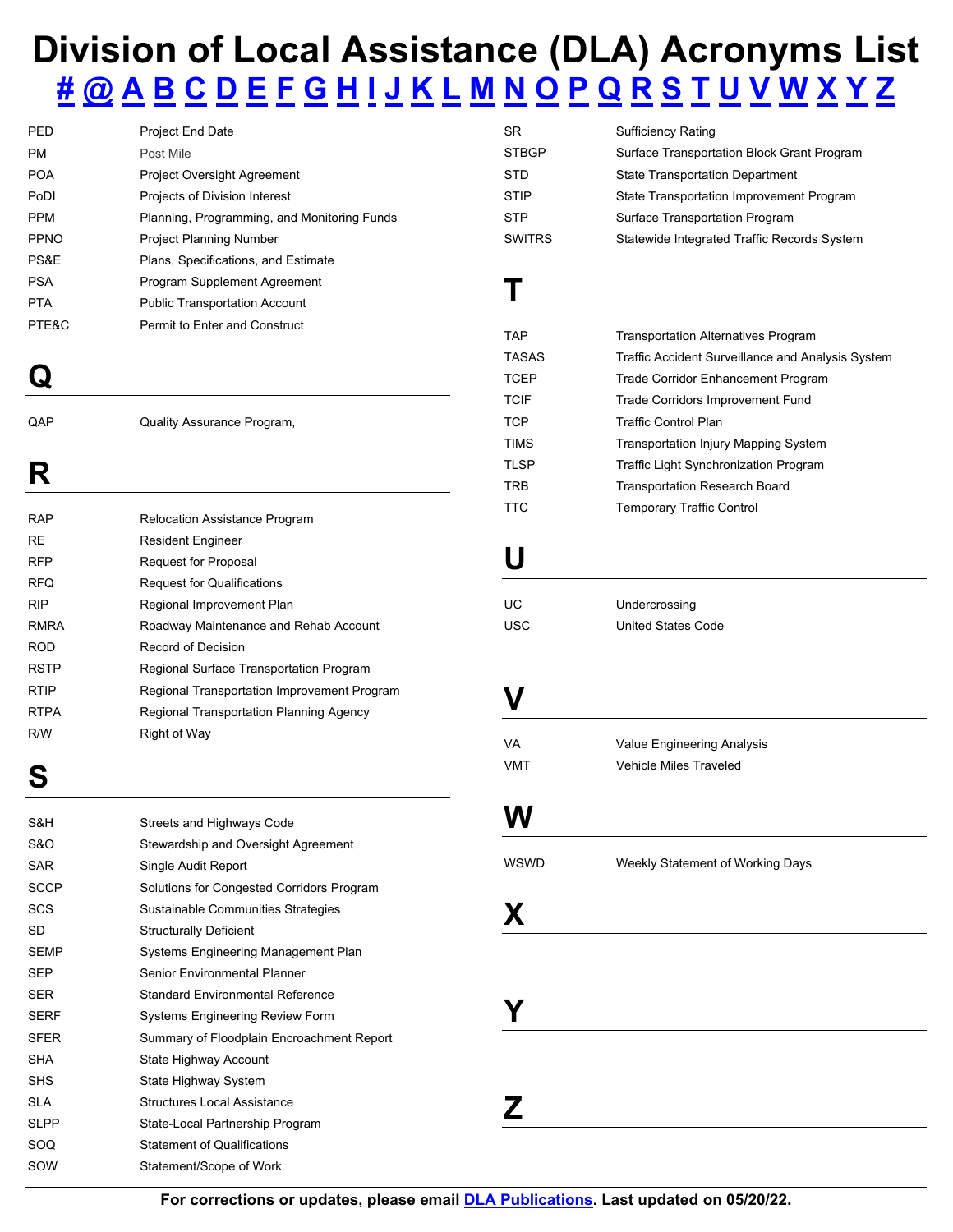# Division of Local Assistance (DLA) Acronyms List

# @ A B C D E F G H I J K L M N O P Q R S T U V W X Y Z

| | |
|---|---|
| PED | Project End Date |
| PM | Post Mile |
| POA | Project Oversight Agreement |
| PoDI | Projects of Division Interest |
| PPM | Planning, Programming, and Monitoring Funds |
| PPNO | Project Planning Number |
| PS&E | Plans, Specifications, and Estimate |
| PSA | Program Supplement Agreement |
| PTA | Public Transportation Account |
| PTE&C | Permit to Enter and Construct |

## Q

| | |
|---|---|
| QAP | Quality Assurance Program, |

## R

| | |
|---|---|
| RAP | Relocation Assistance Program |
| RE | Resident Engineer |
| RFP | Request for Proposal |
| RFQ | Request for Qualifications |
| RIP | Regional Improvement Plan |
| RMRA | Roadway Maintenance and Rehab Account |
| ROD | Record of Decision |
| RSTP | Regional Surface Transportation Program |
| RTIP | Regional Transportation Improvement Program |
| RTPA | Regional Transportation Planning Agency |
| R/W | Right of Way |

## S

| | |
|---|---|
| S&H | Streets and Highways Code |
| S&O | Stewardship and Oversight Agreement |
| SAR | Single Audit Report |
| SCCP | Solutions for Congested Corridors Program |
| SCS | Sustainable Communities Strategies |
| SD | Structurally Deficient |
| SEMP | Systems Engineering Management Plan |
| SEP | Senior Environmental Planner |
| SER | Standard Environmental Reference |
| SERF | Systems Engineering Review Form |
| SFER | Summary of Floodplain Encroachment Report |
| SHA | State Highway Account |
| SHS | State Highway System |
| SLA | Structures Local Assistance |
| SLPP | State-Local Partnership Program |
| SOQ | Statement of Qualifications |
| SOW | Statement/Scope of Work |
| SR | Sufficiency Rating |
| STBGP | Surface Transportation Block Grant Program |
| STD | State Transportation Department |
| STIP | State Transportation Improvement Program |
| STP | Surface Transportation Program |
| SWITRS | Statewide Integrated Traffic Records System |

## T

| | |
|---|---|
| TAP | Transportation Alternatives Program |
| TASAS | Traffic Accident Surveillance and Analysis System |
| TCEP | Trade Corridor Enhancement Program |
| TCIF | Trade Corridors Improvement Fund |
| TCP | Traffic Control Plan |
| TIMS | Transportation Injury Mapping System |
| TLSP | Traffic Light Synchronization Program |
| TRB | Transportation Research Board |
| TTC | Temporary Traffic Control |

## U

| | |
|---|---|
| UC | Undercrossing |
| USC | United States Code |

## V

| | |
|---|---|
| VA | Value Engineering Analysis |
| VMT | Vehicle Miles Traveled |

## W

| | |
|---|---|
| WSWD | Weekly Statement of Working Days |

## X

## Y

## Z

**For corrections or updates, please email DLA Publications. Last updated on 05/20/22.**